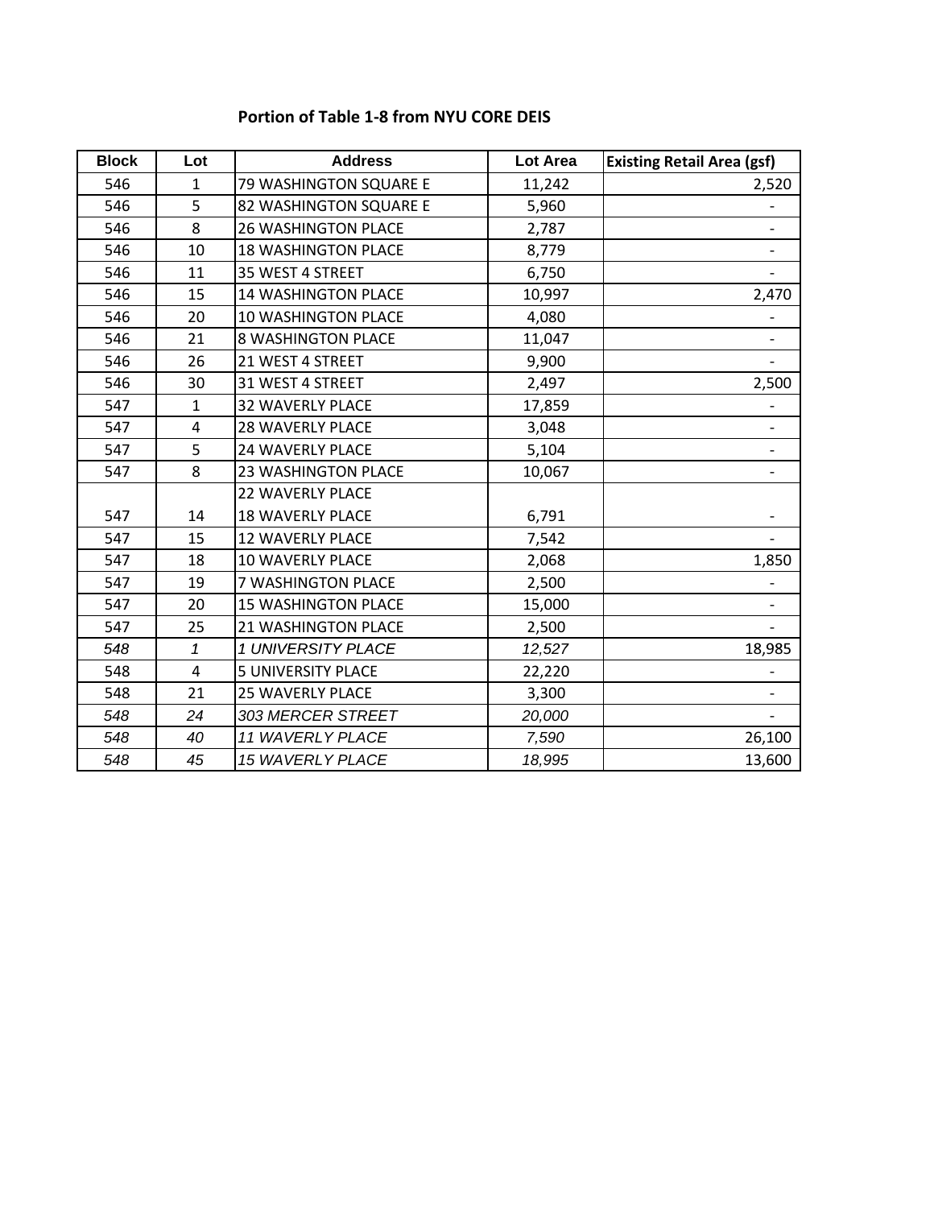## Portion of Table 1-8 from NYU CORE DEIS

| Block | Lot | Address | Lot Area | Existing Retail Area (gsf) |
|---|---|---|---|---|
| 546 | 1 | 79 WASHINGTON SQUARE E | 11,242 | 2,520 |
| 546 | 5 | 82 WASHINGTON SQUARE E | 5,960 | - |
| 546 | 8 | 26 WASHINGTON PLACE | 2,787 | - |
| 546 | 10 | 18 WASHINGTON PLACE | 8,779 | - |
| 546 | 11 | 35 WEST 4 STREET | 6,750 | - |
| 546 | 15 | 14 WASHINGTON PLACE | 10,997 | 2,470 |
| 546 | 20 | 10 WASHINGTON PLACE | 4,080 | - |
| 546 | 21 | 8 WASHINGTON PLACE | 11,047 | - |
| 546 | 26 | 21 WEST 4 STREET | 9,900 | - |
| 546 | 30 | 31 WEST 4 STREET | 2,497 | 2,500 |
| 547 | 1 | 32 WAVERLY PLACE | 17,859 | - |
| 547 | 4 | 28 WAVERLY PLACE | 3,048 | - |
| 547 | 5 | 24 WAVERLY PLACE | 5,104 | - |
| 547 | 8 | 23 WASHINGTON PLACE | 10,067 | - |
| 547 | 14 | 22 WAVERLY PLACE 18 WAVERLY PLACE | 6,791 | - |
| 547 | 15 | 12 WAVERLY PLACE | 7,542 | - |
| 547 | 18 | 10 WAVERLY PLACE | 2,068 | 1,850 |
| 547 | 19 | 7 WASHINGTON PLACE | 2,500 | - |
| 547 | 20 | 15 WASHINGTON PLACE | 15,000 | - |
| 547 | 25 | 21 WASHINGTON PLACE | 2,500 | - |
| *548* | *1* | *1 UNIVERSITY PLACE* | *12,527* | 18,985 |
| 548 | 4 | 5 UNIVERSITY PLACE | 22,220 | - |
| 548 | 21 | 25 WAVERLY PLACE | 3,300 | - |
| *548* | *24* | *303 MERCER STREET* | *20,000* | - |
| *548* | *40* | *11 WAVERLY PLACE* | *7,590* | 26,100 |
| *548* | *45* | *15 WAVERLY PLACE* | *18,995* | 13,600 |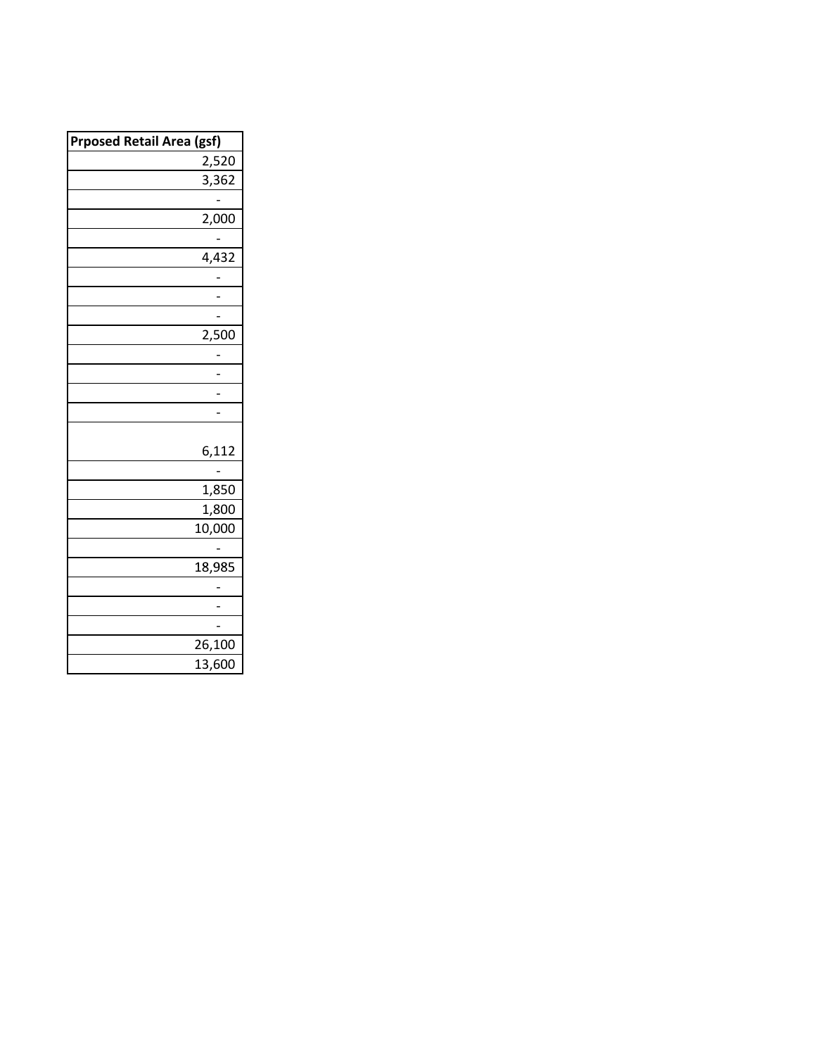| Prposed Retail Area (gsf) |
| ---: |
| 2,520 |
| 3,362 |
| - |
| 2,000 |
| - |
| 4,432 |
| - |
| - |
| - |
| 2,500 |
| - |
| - |
| - |
| - |
| 6,112 |
| - |
| 1,850 |
| 1,800 |
| 10,000 |
| - |
| 18,985 |
| - |
| - |
| - |
| 26,100 |
| 13,600 |